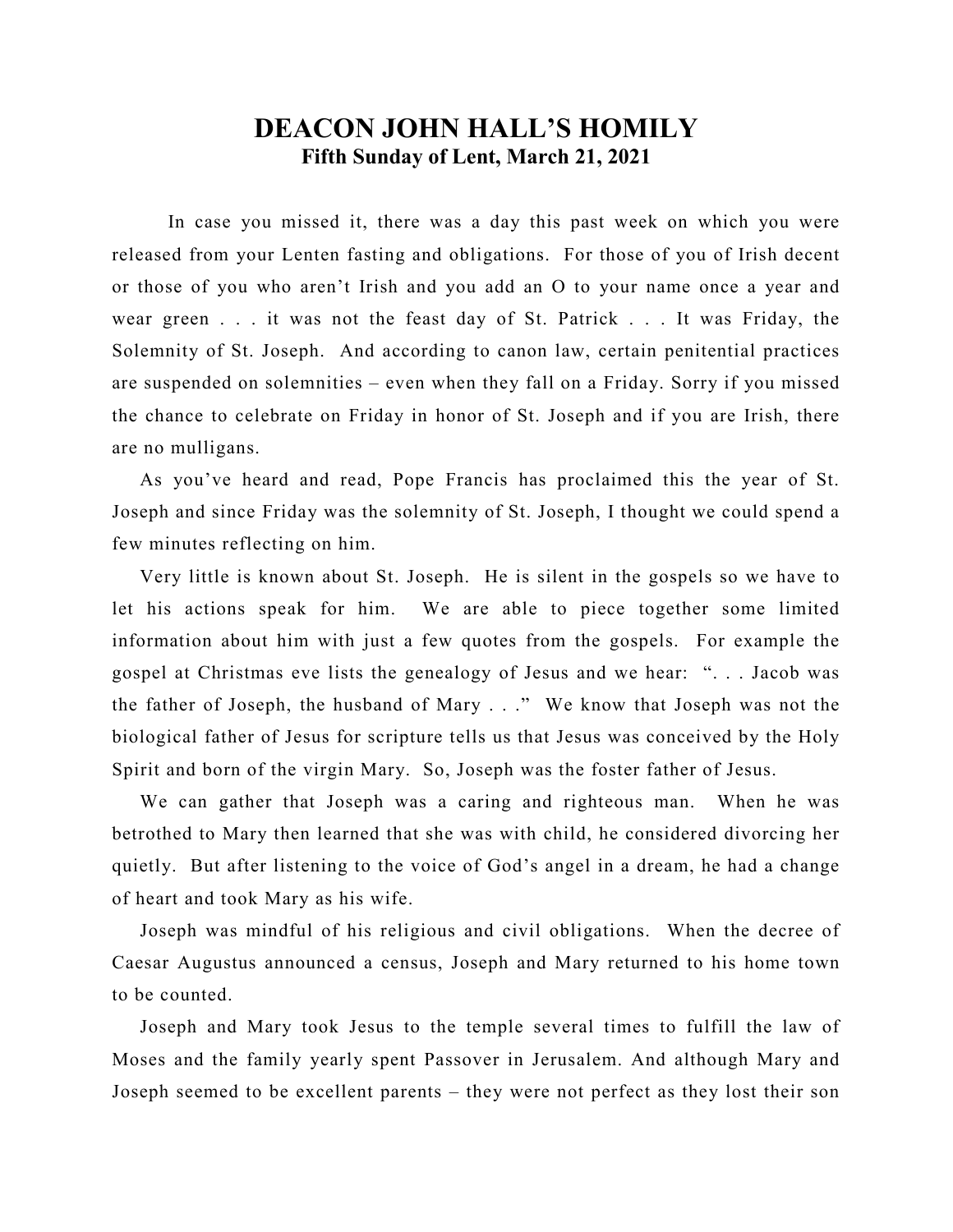# DEACON JOHN HALL'S HOMILY

**Fifth Sunday of Lent, March 21, 2021**

In case you missed it, there was a day this past week on which you were released from your Lenten fasting and obligations. For those of you of Irish decent or those of you who aren't Irish and you add an O to your name once a year and wear green . . . it was not the feast day of St. Patrick . . . It was Friday, the Solemnity of St. Joseph. And according to canon law, certain penitential practices are suspended on solemnities – even when they fall on a Friday. Sorry if you missed the chance to celebrate on Friday in honor of St. Joseph and if you are Irish, there are no mulligans.

As you've heard and read, Pope Francis has proclaimed this the year of St. Joseph and since Friday was the solemnity of St. Joseph, I thought we could spend a few minutes reflecting on him.

Very little is known about St. Joseph. He is silent in the gospels so we have to let his actions speak for him. We are able to piece together some limited information about him with just a few quotes from the gospels. For example the gospel at Christmas eve lists the genealogy of Jesus and we hear: ". . . Jacob was the father of Joseph, the husband of Mary . . ." We know that Joseph was not the biological father of Jesus for scripture tells us that Jesus was conceived by the Holy Spirit and born of the virgin Mary. So, Joseph was the foster father of Jesus.

We can gather that Joseph was a caring and righteous man. When he was betrothed to Mary then learned that she was with child, he considered divorcing her quietly. But after listening to the voice of God's angel in a dream, he had a change of heart and took Mary as his wife.

Joseph was mindful of his religious and civil obligations. When the decree of Caesar Augustus announced a census, Joseph and Mary returned to his home town to be counted.

Joseph and Mary took Jesus to the temple several times to fulfill the law of Moses and the family yearly spent Passover in Jerusalem. And although Mary and Joseph seemed to be excellent parents – they were not perfect as they lost their son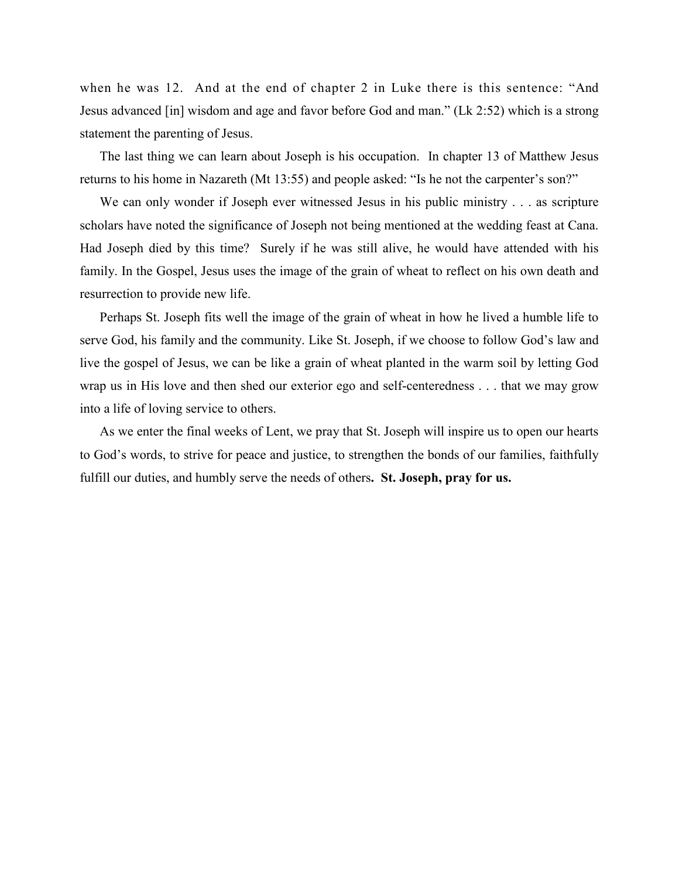when he was 12. And at the end of chapter 2 in Luke there is this sentence: "And Jesus advanced [in] wisdom and age and favor before God and man." (Lk 2:52) which is a strong statement the parenting of Jesus.

The last thing we can learn about Joseph is his occupation. In chapter 13 of Matthew Jesus returns to his home in Nazareth (Mt 13:55) and people asked: "Is he not the carpenter's son?"

We can only wonder if Joseph ever witnessed Jesus in his public ministry . . . as scripture scholars have noted the significance of Joseph not being mentioned at the wedding feast at Cana. Had Joseph died by this time? Surely if he was still alive, he would have attended with his family. In the Gospel, Jesus uses the image of the grain of wheat to reflect on his own death and resurrection to provide new life.

Perhaps St. Joseph fits well the image of the grain of wheat in how he lived a humble life to serve God, his family and the community. Like St. Joseph, if we choose to follow God's law and live the gospel of Jesus, we can be like a grain of wheat planted in the warm soil by letting God wrap us in His love and then shed our exterior ego and self-centeredness . . . that we may grow into a life of loving service to others.

As we enter the final weeks of Lent, we pray that St. Joseph will inspire us to open our hearts to God's words, to strive for peace and justice, to strengthen the bonds of our families, faithfully fulfill our duties, and humbly serve the needs of others**. St. Joseph, pray for us.**